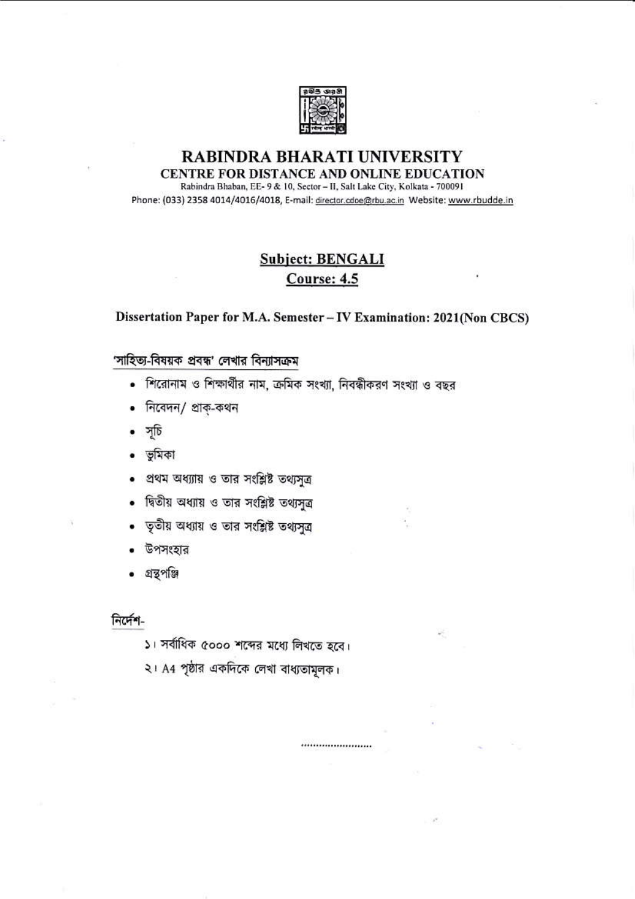# RABINDRA BHARATI UNIVERSITY

## CENTRE FOR DISTANCE AND ONLINE EDUCATION

Rabindra Bhaban, EE- 9 & 10, Sector – II, Salt Lake City, Kolkata - 700091

Phone: (033) 2358 4014/4016/4018, E-mail: director.cdoe@rbu.ac.in Website: www.rbudde.in

**Subject: BENGALI**

**Course: 4.5**

**Dissertation Paper for M.A. Semester – IV Examination: 2021(Non CBCS)**

'সাহিত্য-বিষয়ক প্রবন্ধ' লেখার বিন্যাসক্রম

- শিরোনাম ও শিক্ষার্থীর নাম, ক্রমিক সংখ্যা, নিবন্ধীকরণ সংখ্যা ও বছর
- নিবেদন/ প্রাক্-কথন
- সূচি
- ভূমিকা
- প্রথম অধ্যায় ও তার সংশ্লিষ্ট তথ্যসূত্র
- দ্বিতীয় অধ্যায় ও তার সংশ্লিষ্ট তথ্যসূত্র
- তৃতীয় অধ্যায় ও তার সংশ্লিষ্ট তথ্যসূত্র
- উপসংহার
- গ্রন্থপঞ্জি

নির্দেশ-

১। সর্বাধিক ৫০০০ শব্দের মধ্যে লিখতে হবে।

২। A4 পৃষ্ঠার একদিকে লেখা বাধ্যতামূলক।

........................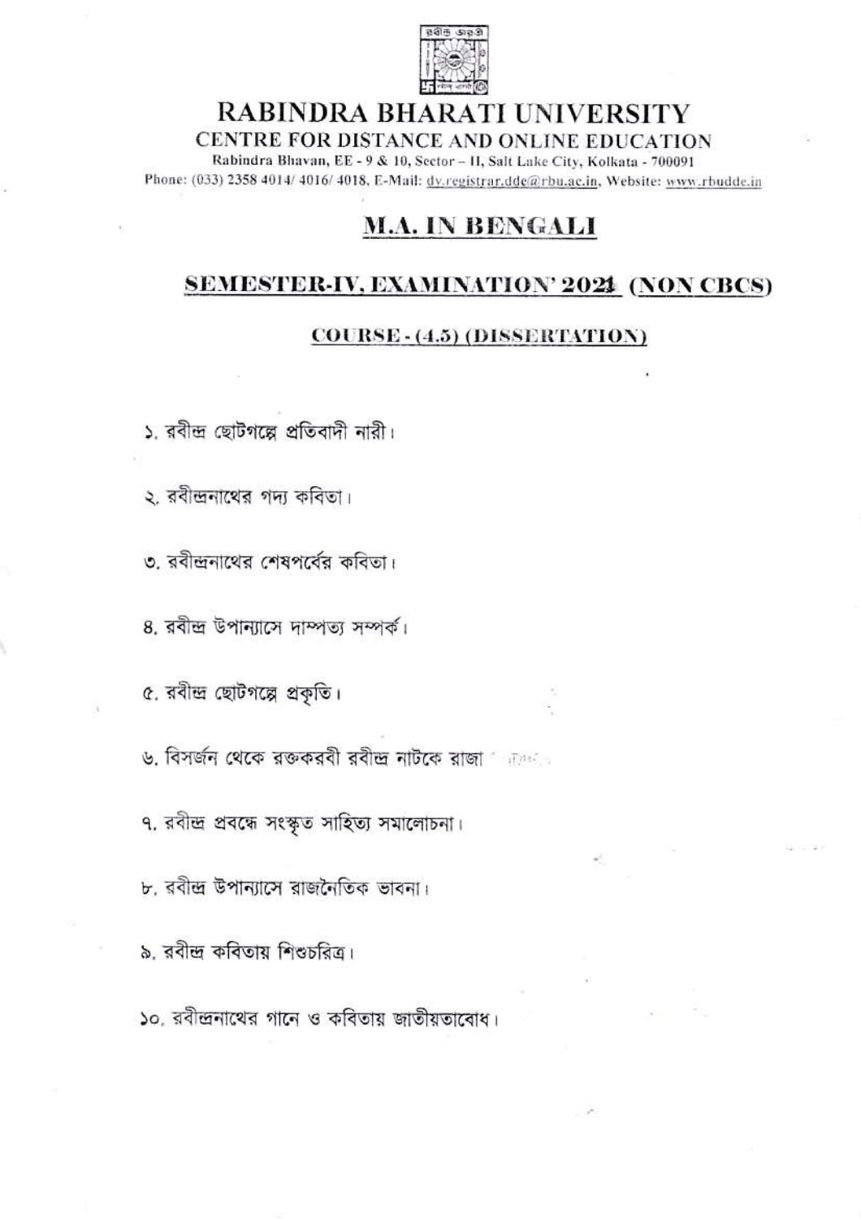# RABINDRA BHARATI UNIVERSITY

## CENTRE FOR DISTANCE AND ONLINE EDUCATION

Rabindra Bhavan, EE - 9 & 10, Sector – II, Salt Lake City, Kolkata - 700091

Phone: (033) 2358 4014/ 4016/ 4018, E-Mail: dy.registrar.dde@rbu.ac.in, Website: www.rbudde.in

## M.A. IN BENGALI

### SEMESTER-IV, EXAMINATION' 2024 (NON CBCS)

### COURSE - (4.5) (DISSERTATION)

১. রবীন্দ্র ছোটগল্পে প্রতিবাদী নারী।

২. রবীন্দ্রনাথের গদ্য কবিতা।

৩. রবীন্দ্রনাথের শেষপর্বের কবিতা।

৪. রবীন্দ্র উপান্যাসে দাম্পত্য সম্পর্ক।

৫. রবীন্দ্র ছোটগল্পে প্রকৃতি।

৬. বিসর্জন থেকে রক্তকরবী রবীন্দ্র নাটকে রাজা

৭. রবীন্দ্র প্রবন্ধে সংস্কৃত সাহিত্য সমালোচনা।

৮. রবীন্দ্র উপান্যাসে রাজনৈতিক ভাবনা।

৯. রবীন্দ্র কবিতায় শিশুচরিত্র।

১০. রবীন্দ্রনাথের গানে ও কবিতায় জাতীয়তাবোধ।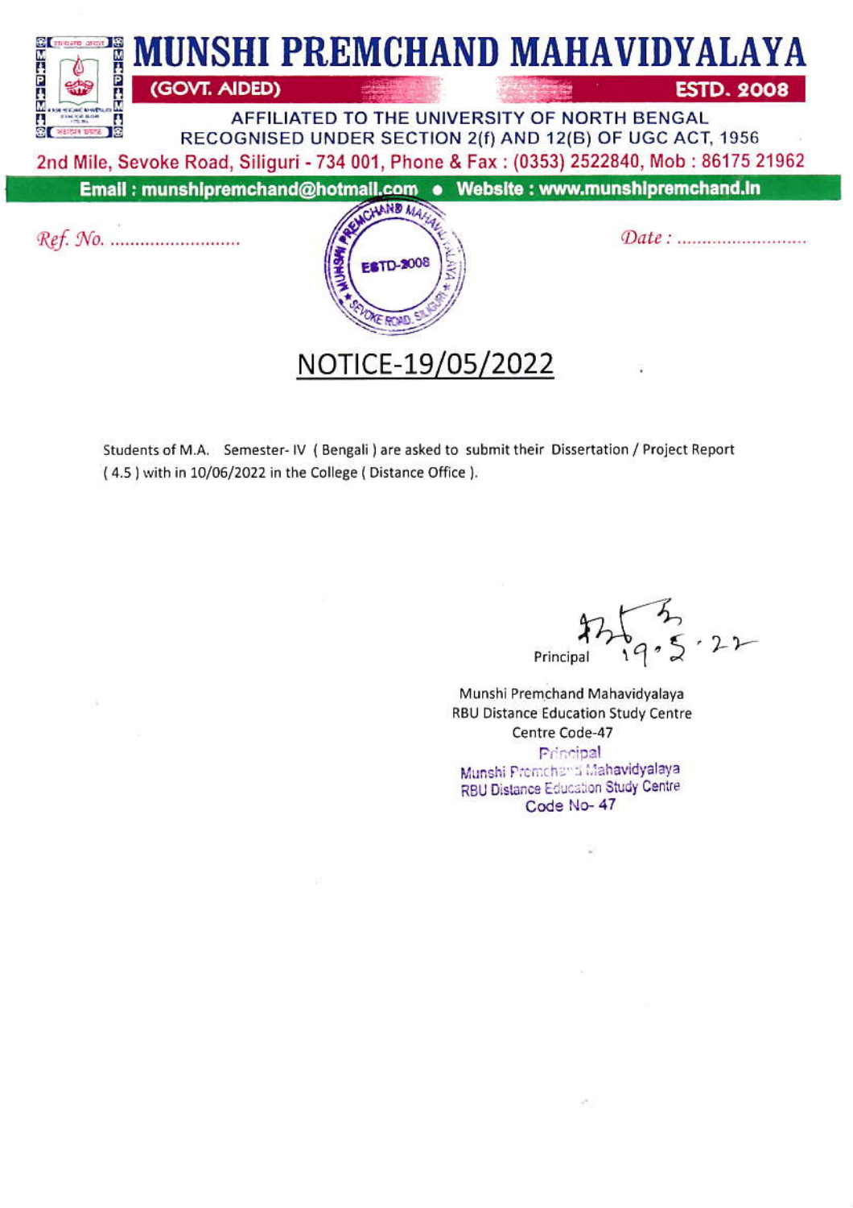# MUNSHI PREMCHAND MAHAVIDYALAYA

**(GOVT. AIDED)** **ESTD. 2008**

AFFILIATED TO THE UNIVERSITY OF NORTH BENGAL
RECOGNISED UNDER SECTION 2(f) AND 12(B) OF UGC ACT, 1956

2nd Mile, Sevoke Road, Siliguri - 734 001, Phone & Fax : (0353) 2522840, Mob : 86175 21962

**Email : munshipremchand@hotmail.com • Website : www.munshipremchand.in**

*Ref. No.* .......................... *Date :* ..........................

## NOTICE-19/05/2022

Students of M.A. Semester- IV ( Bengali ) are asked to submit their Dissertation / Project Report ( 4.5 ) with in 10/06/2022 in the College ( Distance Office ).

Principal 19.5.22

Munshi Premchand Mahavidyalaya
RBU Distance Education Study Centre
Centre Code-47

Principal
Munshi Premchand Mahavidyalaya
RBU Distance Education Study Centre
Code No- 47